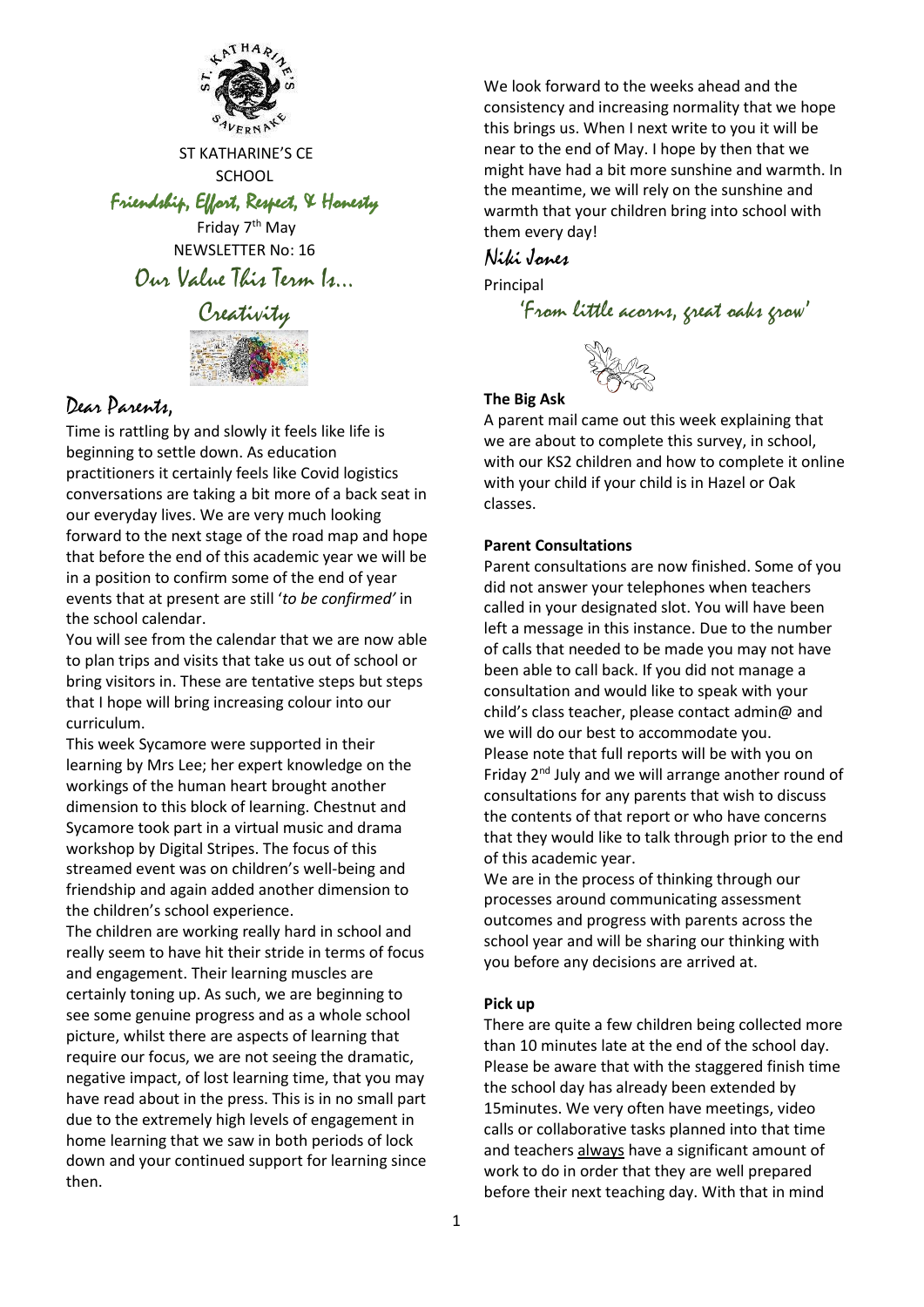ST KATHARINE'S CE SCHOOL

*Friendship, Effort, Respect, & Honesty*

Friday 7th May

NEWSLETTER No: 16

## Our Value This Term Is...

## Creativity

## Dear Parents,

Time is rattling by and slowly it feels like life is beginning to settle down. As education practitioners it certainly feels like Covid logistics conversations are taking a bit more of a back seat in our everyday lives. We are very much looking forward to the next stage of the road map and hope that before the end of this academic year we will be in a position to confirm some of the end of year events that at present are still '*to be confirmed'* in the school calendar.

You will see from the calendar that we are now able to plan trips and visits that take us out of school or bring visitors in. These are tentative steps but steps that I hope will bring increasing colour into our curriculum.

This week Sycamore were supported in their learning by Mrs Lee; her expert knowledge on the workings of the human heart brought another dimension to this block of learning. Chestnut and Sycamore took part in a virtual music and drama workshop by Digital Stripes. The focus of this streamed event was on children's well-being and friendship and again added another dimension to the children's school experience.

The children are working really hard in school and really seem to have hit their stride in terms of focus and engagement. Their learning muscles are certainly toning up. As such, we are beginning to see some genuine progress and as a whole school picture, whilst there are aspects of learning that require our focus, we are not seeing the dramatic, negative impact, of lost learning time, that you may have read about in the press. This is in no small part due to the extremely high levels of engagement in home learning that we saw in both periods of lock down and your continued support for learning since then.

We look forward to the weeks ahead and the consistency and increasing normality that we hope this brings us. When I next write to you it will be near to the end of May. I hope by then that we might have had a bit more sunshine and warmth. In the meantime, we will rely on the sunshine and warmth that your children bring into school with them every day!

*Niki Jones*

Principal

*'From little acorns, great oaks grow'*

**The Big Ask**

A parent mail came out this week explaining that we are about to complete this survey, in school, with our KS2 children and how to complete it online with your child if your child is in Hazel or Oak classes.

**Parent Consultations**

Parent consultations are now finished. Some of you did not answer your telephones when teachers called in your designated slot. You will have been left a message in this instance. Due to the number of calls that needed to be made you may not have been able to call back. If you did not manage a consultation and would like to speak with your child's class teacher, please contact admin@ and we will do our best to accommodate you.

Please note that full reports will be with you on Friday 2nd July and we will arrange another round of consultations for any parents that wish to discuss the contents of that report or who have concerns that they would like to talk through prior to the end of this academic year.

We are in the process of thinking through our processes around communicating assessment outcomes and progress with parents across the school year and will be sharing our thinking with you before any decisions are arrived at.

**Pick up**

There are quite a few children being collected more than 10 minutes late at the end of the school day. Please be aware that with the staggered finish time the school day has already been extended by 15minutes. We very often have meetings, video calls or collaborative tasks planned into that time and teachers always have a significant amount of work to do in order that they are well prepared before their next teaching day. With that in mind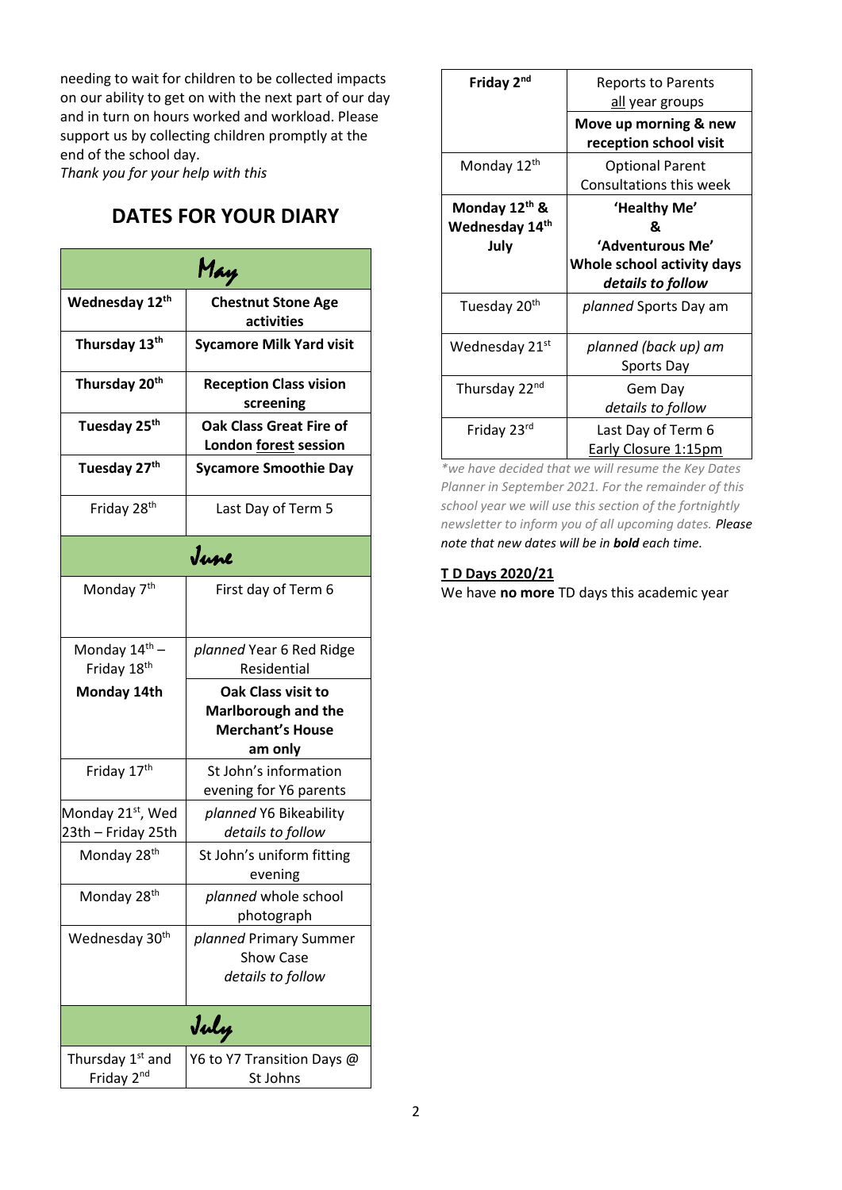needing to wait for children to be collected impacts on our ability to get on with the next part of our day and in turn on hours worked and workload. Please support us by collecting children promptly at the end of the school day.
*Thank you for your help with this*

## DATES FOR YOUR DIARY

| | |
|---|---|
| **May** | |
| **Wednesday 12th** | **Chestnut Stone Age activities** |
| **Thursday 13th** | **Sycamore Milk Yard visit** |
| **Thursday 20th** | **Reception Class vision screening** |
| **Tuesday 25th** | **Oak Class Great Fire of London forest session** |
| **Tuesday 27th** | **Sycamore Smoothie Day** |
| Friday 28th | Last Day of Term 5 |
| **June** | |
| Monday 7th | First day of Term 6 |
| Monday 14th – Friday 18th | *planned* Year 6 Red Ridge Residential |
| **Monday 14th** | **Oak Class visit to Marlborough and the Merchant's House am only** |
| Friday 17th | St John's information evening for Y6 parents |
| Monday 21st, Wed 23th – Friday 25th | *planned* Y6 Bikeability *details to follow* |
| Monday 28th | St John's uniform fitting evening |
| Monday 28th | *planned* whole school photograph |
| Wednesday 30th | *planned* Primary Summer Show Case *details to follow* |
| **July** | |
| Thursday 1st and Friday 2nd | Y6 to Y7 Transition Days @ St Johns |
| **Friday 2nd** | Reports to Parents all year groups |
| | **Move up morning & new reception school visit** |
| Monday 12th | Optional Parent Consultations this week |
| **Monday 12th & Wednesday 14th July** | **'Healthy Me' & 'Adventurous Me' Whole school activity days *details to follow*** |
| Tuesday 20th | *planned* Sports Day am |
| Wednesday 21st | *planned (back up) am* Sports Day |
| Thursday 22nd | Gem Day *details to follow* |
| Friday 23rd | Last Day of Term 6 Early Closure 1:15pm |

*\*we have decided that we will resume the Key Dates Planner in September 2021. For the remainder of this school year we will use this section of the fortnightly newsletter to inform you of all upcoming dates. Please note that new dates will be in **bold** each time.*

**T D Days 2020/21**

We have **no more** TD days this academic year